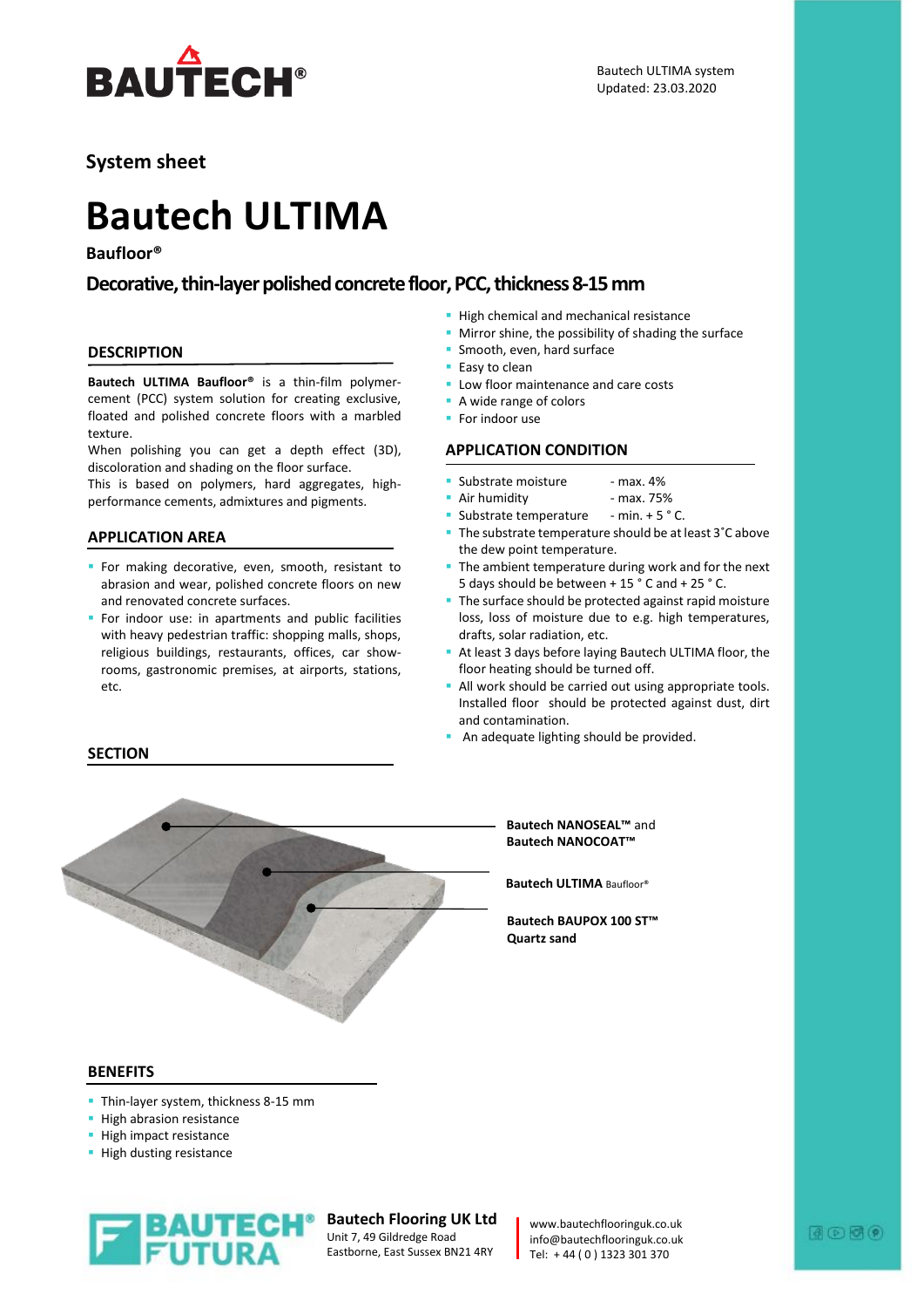Bautech ULTIMA system
Updated: 23.03.2020

## System sheet

# Bautech ULTIMA

**Baufloor®**

## Decorative, thin-layer polished concrete floor, PCC, thickness 8-15 mm

### DESCRIPTION

**Bautech ULTIMA Baufloor®** is a thin-film polymer-cement (PCC) system solution for creating exclusive, floated and polished concrete floors with a marbled texture.
When polishing you can get a depth effect (3D), discoloration and shading on the floor surface.
This is based on polymers, hard aggregates, high-performance cements, admixtures and pigments.

### APPLICATION AREA

- For making decorative, even, smooth, resistant to abrasion and wear, polished concrete floors on new and renovated concrete surfaces.
- For indoor use: in apartments and public facilities with heavy pedestrian traffic: shopping malls, shops, religious buildings, restaurants, offices, car show-rooms, gastronomic premises, at airports, stations, etc.

- High chemical and mechanical resistance
- Mirror shine, the possibility of shading the surface
- Smooth, even, hard surface
- Easy to clean
- Low floor maintenance and care costs
- A wide range of colors
- For indoor use

### APPLICATION CONDITION

- Substrate moisture - max. 4%
- Air humidity - max. 75%
- Substrate temperature - min. + 5 ° C.
- The substrate temperature should be at least 3˚C above the dew point temperature.
- The ambient temperature during work and for the next 5 days should be between + 15 ° C and + 25 ° C.
- The surface should be protected against rapid moisture loss, loss of moisture due to e.g. high temperatures, drafts, solar radiation, etc.
- At least 3 days before laying Bautech ULTIMA floor, the floor heating should be turned off.
- All work should be carried out using appropriate tools. Installed floor should be protected against dust, dirt and contamination.
- An adequate lighting should be provided.

### SECTION

**Bautech NANOSEAL™** and **Bautech NANOCOAT™**

**Bautech ULTIMA** Baufloor®

**Bautech BAUPOX 100 ST™**
**Quartz sand**

### BENEFITS

- Thin-layer system, thickness 8-15 mm
- High abrasion resistance
- High impact resistance
- High dusting resistance

**Bautech Flooring UK Ltd**
Unit 7, 49 Gildredge Road
Eastbourne, East Sussex BN21 4RY

www.bautechflooringuk.co.uk
info@bautechflooringuk.co.uk
Tel: + 44 ( 0 ) 1323 301 370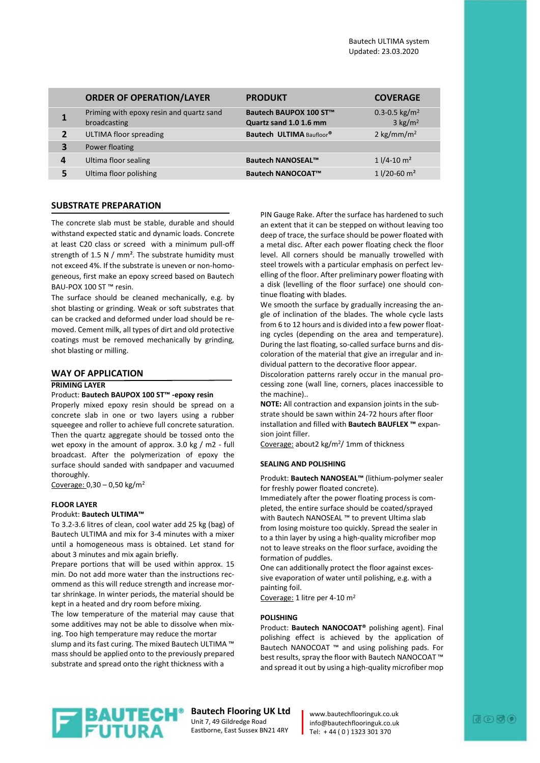| | ORDER OF OPERATION/LAYER | PRODUKT | COVERAGE |
|---|---|---|---|
| 1 | Priming with epoxy resin and quartz sand broadcasting | **Bautech BAUPOX 100 ST™** **Quartz sand 1.0 1.6 mm** | 0.3-0.5 kg/m² 3 kg/m² |
| 2 | ULTIMA floor spreading | **Bautech ULTIMA** Baufloor® | 2 kg/mm/m² |
| 3 | Power floating | | |
| 4 | Ultima floor sealing | **Bautech NANOSEAL™** | 1 l/4-10 m² |
| 5 | Ultima floor polishing | **Bautech NANOCOAT™** | 1 l/20-60 m² |

## SUBSTRATE PREPARATION

The concrete slab must be stable, durable and should withstand expected static and dynamic loads. Concrete at least C20 class or screed with a minimum pull-off strength of 1.5 N / mm². The substrate humidity must not exceed 4%. If the substrate is uneven or non-homogeneous, first make an epoxy screed based on Bautech BAU-POX 100 ST ™ resin.

The surface should be cleaned mechanically, e.g. by shot blasting or grinding. Weak or soft substrates that can be cracked and deformed under load should be removed. Cement milk, all types of dirt and old protective coatings must be removed mechanically by grinding, shot blasting or milling.

## WAY OF APPLICATION

### PRIMING LAYER

Product: **Bautech BAUPOX 100 ST™ -epoxy resin**

Properly mixed epoxy resin should be spread on a concrete slab in one or two layers using a rubber squeegee and roller to achieve full concrete saturation. Then the quartz aggregate should be tossed onto the wet epoxy in the amount of approx. 3.0 kg / m2 - full broadcast. After the polymerization of epoxy the surface should sanded with sandpaper and vacuumed thoroughly.

Coverage: 0,30 – 0,50 kg/m²

### FLOOR LAYER

Produkt: **Bautech ULTIMA™**

To 3.2-3.6 litres of clean, cool water add 25 kg (bag) of Bautech ULTIMA and mix for 3-4 minutes with a mixer until a homogeneous mass is obtained. Let stand for about 3 minutes and mix again briefly.

Prepare portions that will be used within approx. 15 min. Do not add more water than the instructions recommend as this will reduce strength and increase mortar shrinkage. In winter periods, the material should be kept in a heated and dry room before mixing.

The low temperature of the material may cause that some additives may not be able to dissolve when mixing. Too high temperature may reduce the mortar slump and its fast curing. The mixed Bautech ULTIMA ™ mass should be applied onto to the previously prepared substrate and spread onto the right thickness with a PIN Gauge Rake. After the surface has hardened to such an extent that it can be stepped on without leaving too deep of trace, the surface should be power floated with a metal disc. After each power floating check the floor level. All corners should be manually trowelled with steel trowels with a particular emphasis on perfect levelling of the floor. After preliminary power floating with a disk (levelling of the floor surface) one should continue floating with blades.

We smooth the surface by gradually increasing the angle of inclination of the blades. The whole cycle lasts from 6 to 12 hours and is divided into a few power floating cycles (depending on the area and temperature). During the last floating, so-called surface burns and discoloration of the material that give an irregular and individual pattern to the decorative floor appear.

Discoloration patterns rarely occur in the manual processing zone (wall line, corners, places inaccessible to the machine)..

**NOTE:** All contraction and expansion joints in the substrate should be sawn within 24-72 hours after floor installation and filled with **Bautech BAUFLEX ™** expansion joint filler.

Coverage: about2 kg/m²/ 1mm of thickness

### SEALING AND POLISHING

Produkt: **Bautech NANOSEAL™** (lithium-polymer sealer for freshly power floated concrete).

Immediately after the power floating process is completed, the entire surface should be coated/sprayed with Bautech NANOSEAL ™ to prevent Ultima slab from losing moisture too quickly. Spread the sealer in to a thin layer by using a high-quality microfiber mop not to leave streaks on the floor surface, avoiding the formation of puddles.

One can additionally protect the floor against excessive evaporation of water until polishing, e.g. with a painting foil.

Coverage: 1 litre per 4-10 m²

### POLISHING

Product: **Bautech NANOCOAT®** polishing agent). Final polishing effect is achieved by the application of Bautech NANOCOAT ™ and using polishing pads. For best results, spray the floor with Bautech NANOCOAT ™ and spread it out by using a high-quality microfiber mop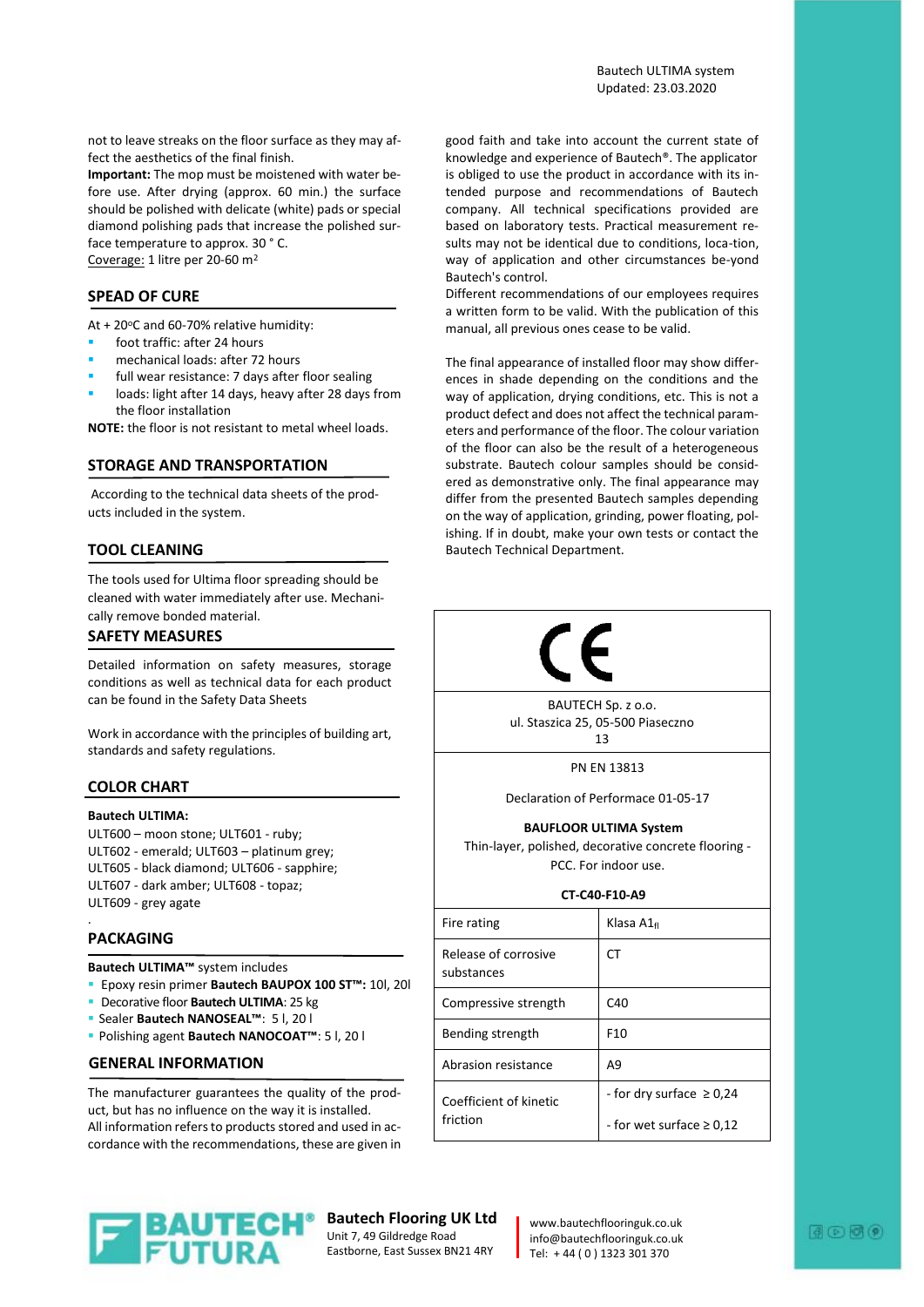not to leave streaks on the floor surface as they may affect the aesthetics of the final finish.

**Important:** The mop must be moistened with water before use. After drying (approx. 60 min.) the surface should be polished with delicate (white) pads or special diamond polishing pads that increase the polished surface temperature to approx. 30 ° C.

Coverage: 1 litre per 20-60 m²

## SPEAD OF CURE

At + 20°C and 60-70% relative humidity:

- foot traffic: after 24 hours
- mechanical loads: after 72 hours
- full wear resistance: 7 days after floor sealing
- loads: light after 14 days, heavy after 28 days from the floor installation

**NOTE:** the floor is not resistant to metal wheel loads.

## STORAGE AND TRANSPORTATION

According to the technical data sheets of the products included in the system.

## TOOL CLEANING

The tools used for Ultima floor spreading should be cleaned with water immediately after use. Mechanically remove bonded material.

## SAFETY MEASURES

Detailed information on safety measures, storage conditions as well as technical data for each product can be found in the Safety Data Sheets

Work in accordance with the principles of building art, standards and safety regulations.

## COLOR CHART

**Bautech ULTIMA:**

ULT600 – moon stone; ULT601 - ruby;
ULT602 - emerald; ULT603 – platinum grey;
ULT605 - black diamond; ULT606 - sapphire;
ULT607 - dark amber; ULT608 - topaz;
ULT609 - grey agate

## PACKAGING

**Bautech ULTIMA™** system includes

- Epoxy resin primer **Bautech BAUPOX 100 ST™:** 10l, 20l
- Decorative floor **Bautech ULTIMA**: 25 kg
- Sealer **Bautech NANOSEAL™**: 5 l, 20 l
- Polishing agent **Bautech NANOCOAT™**: 5 l, 20 l

## GENERAL INFORMATION

The manufacturer guarantees the quality of the product, but has no influence on the way it is installed.
All information refers to products stored and used in accordance with the recommendations, these are given in good faith and take into account the current state of knowledge and experience of Bautech®. The applicator is obliged to use the product in accordance with its intended purpose and recommendations of Bautech company. All technical specifications provided are based on laboratory tests. Practical measurement results may not be identical due to conditions, loca-tion, way of application and other circumstances be-yond Bautech's control.
Different recommendations of our employees requires a written form to be valid. With the publication of this manual, all previous ones cease to be valid.

The final appearance of installed floor may show differences in shade depending on the conditions and the way of application, drying conditions, etc. This is not a product defect and does not affect the technical parameters and performance of the floor. The colour variation of the floor can also be the result of a heterogeneous substrate. Bautech colour samples should be considered as demonstrative only. The final appearance may differ from the presented Bautech samples depending on the way of application, grinding, power floating, polishing. If in doubt, make your own tests or contact the Bautech Technical Department.

CE

BAUTECH Sp. z o.o.
ul. Staszica 25, 05-500 Piaseczno
13

PN EN 13813

Declaration of Performace 01-05-17

**BAUFLOOR ULTIMA System**
Thin-layer, polished, decorative concrete flooring - PCC. For indoor use.

**CT-C40-F10-A9**

| | |
|---|---|
| Fire rating | Klasa $A1_{fl}$ |
| Release of corrosive substances | CT |
| Compressive strength | C40 |
| Bending strength | F10 |
| Abrasion resistance | A9 |
| Coefficient of kinetic friction | - for dry surface ≥ 0,24<br>- for wet surface ≥ 0,12 |

**Bautech Flooring UK Ltd**
Unit 7, 49 Gildredge Road
Eastbourne, East Sussex BN21 4RY

www.bautechflooringuk.co.uk
info@bautechflooringuk.co.uk
Tel: + 44 ( 0 ) 1323 301 370